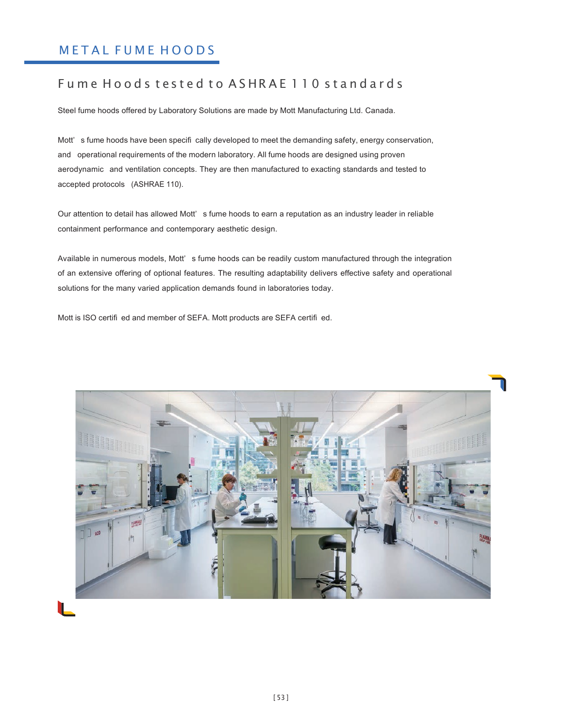# METAL FUME HOODS

## Fume Hoods tested to ASHRAE 110 standards

Steel fume hoods offered by Laboratory Solutions are made by Mott Manufacturing Ltd. Canada.

Mott's fume hoods have been specifically developed to meet the demanding safety, energy conservation, and operational requirements of the modern laboratory. All fume hoods are designed using proven aerodynamic and ventilation concepts. They are then manufactured to exacting standards and tested to accepted protocols (ASHRAE 110).

Our attention to detail has allowed Mott's fume hoods to earn a reputation as an industry leader in reliable containment performance and contemporary aesthetic design.

Available in numerous models, Mott's fume hoods can be readily custom manufactured through the integration of an extensive offering of optional features. The resulting adaptability delivers effective safety and operational solutions for the many varied application demands found in laboratories today.

Mott is ISO certified and member of SEFA. Mott products are SEFA certified.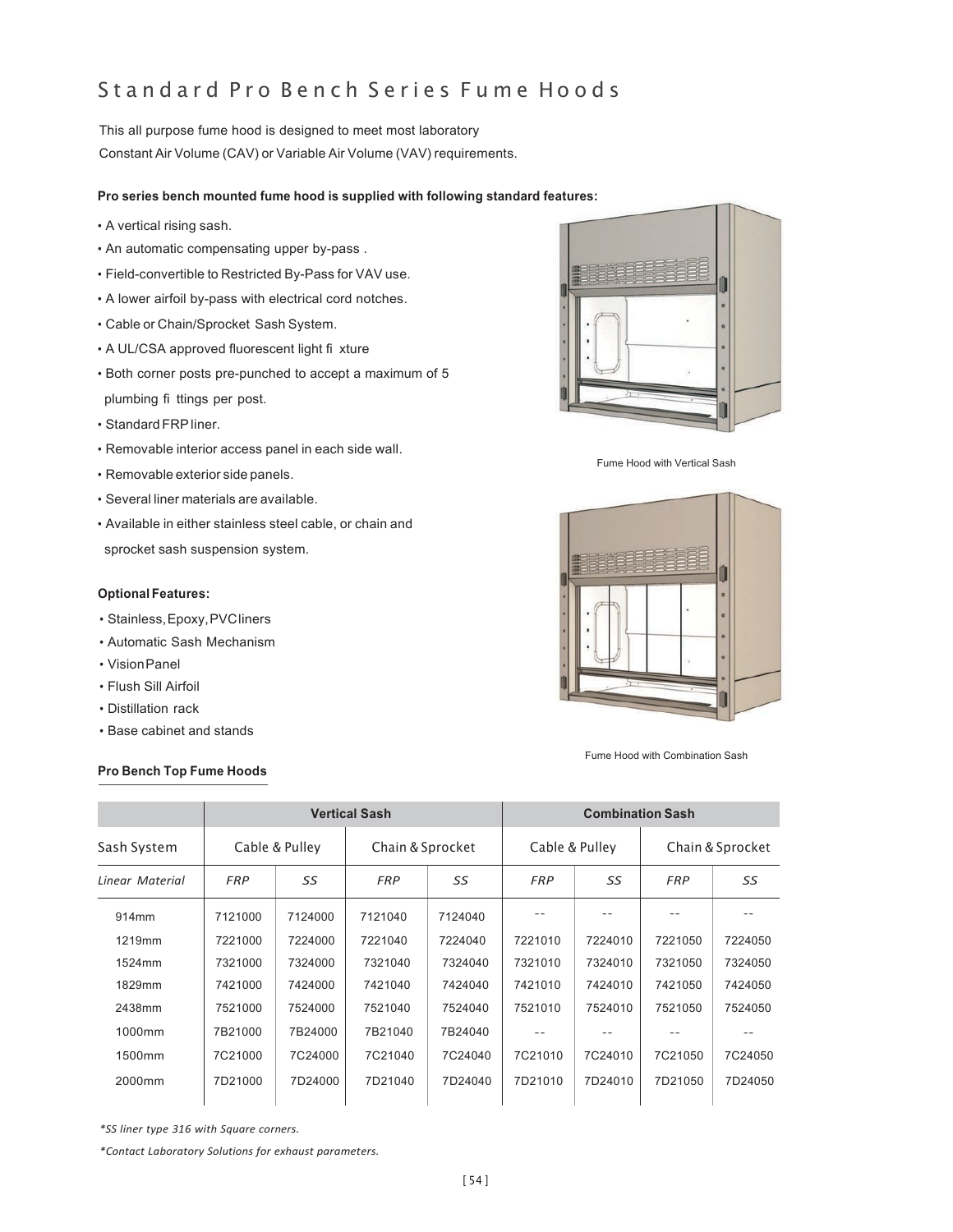# Standard Pro Bench Series Fume Hoods

This all purpose fume hood is designed to meet most laboratory Constant Air Volume (CAV) or Variable Air Volume (VAV) requirements.

**Pro series bench mounted fume hood is supplied with following standard features:**

- A vertical rising sash.
- An automatic compensating upper by-pass .
- Field-convertible to Restricted By-Pass for VAV use.
- A lower airfoil by-pass with electrical cord notches.
- Cable or Chain/Sprocket Sash System.
- A UL/CSA approved fluorescent light fi xture
- Both corner posts pre-punched to accept a maximum of 5 plumbing fi ttings per post.
- Standard FRP liner.
- Removable interior access panel in each side wall.
- Removable exterior side panels.
- Several liner materials are available.
- Available in either stainless steel cable, or chain and sprocket sash suspension system.

Fume Hood with Vertical Sash

**Optional Features:**

- Stainless, Epoxy, PVC liners
- Automatic Sash Mechanism
- Vision Panel
- Flush Sill Airfoil
- Distillation rack
- Base cabinet and stands

Fume Hood with Combination Sash

**Pro Bench Top Fume Hoods**

| | Vertical Sash | | | | Combination Sash | | | |
|---|---|---|---|---|---|---|---|---|
| Sash System | Cable & Pulley | | Chain & Sprocket | | Cable & Pulley | | Chain & Sprocket | |
| *Linear Material* | *FRP* | *SS* | *FRP* | *SS* | *FRP* | *SS* | *FRP* | *SS* |
| 914mm | 7121000 | 7124000 | 7121040 | 7124040 | -- | -- | -- | -- |
| 1219mm | 7221000 | 7224000 | 7221040 | 7224040 | 7221010 | 7224010 | 7221050 | 7224050 |
| 1524mm | 7321000 | 7324000 | 7321040 | 7324040 | 7321010 | 7324010 | 7321050 | 7324050 |
| 1829mm | 7421000 | 7424000 | 7421040 | 7424040 | 7421010 | 7424010 | 7421050 | 7424050 |
| 2438mm | 7521000 | 7524000 | 7521040 | 7524040 | 7521010 | 7524010 | 7521050 | 7524050 |
| 1000mm | 7B21000 | 7B24000 | 7B21040 | 7B24040 | -- | -- | -- | -- |
| 1500mm | 7C21000 | 7C24000 | 7C21040 | 7C24040 | 7C21010 | 7C24010 | 7C21050 | 7C24050 |
| 2000mm | 7D21000 | 7D24000 | 7D21040 | 7D24040 | 7D21010 | 7D24010 | 7D21050 | 7D24050 |

*\*SS liner type 316 with Square corners.*

*\*Contact Laboratory Solutions for exhaust parameters.*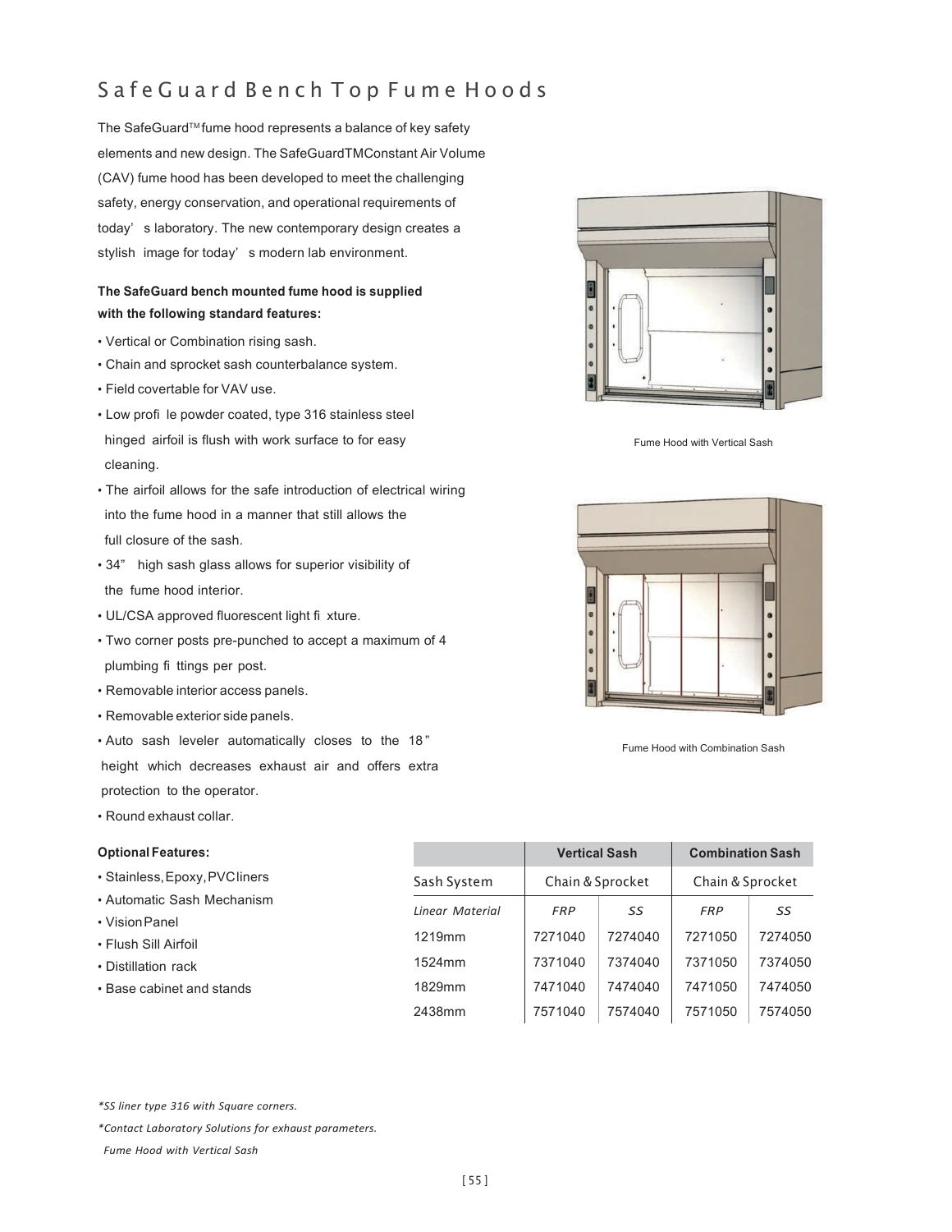# SafeGuard Bench Top Fume Hoods

The SafeGuard™ fume hood represents a balance of key safety elements and new design. The SafeGuardTMConstant Air Volume (CAV) fume hood has been developed to meet the challenging safety, energy conservation, and operational requirements of today's laboratory. The new contemporary design creates a stylish image for today's modern lab environment.

**The SafeGuard bench mounted fume hood is supplied with the following standard features:**

- Vertical or Combination rising sash.
- Chain and sprocket sash counterbalance system.
- Field covertable for VAV use.
- Low profile powder coated, type 316 stainless steel hinged airfoil is flush with work surface to for easy cleaning.
- The airfoil allows for the safe introduction of electrical wiring into the fume hood in a manner that still allows the full closure of the sash.
- 34" high sash glass allows for superior visibility of the fume hood interior.
- UL/CSA approved fluorescent light fixture.
- Two corner posts pre-punched to accept a maximum of 4 plumbing fittings per post.
- Removable interior access panels.
- Removable exterior side panels.
- Auto sash leveler automatically closes to the 18" height which decreases exhaust air and offers extra protection to the operator.
- Round exhaust collar.

Fume Hood with Vertical Sash

Fume Hood with Combination Sash

**Optional Features:**

- Stainless, Epoxy, PVC liners
- Automatic Sash Mechanism
- Vision Panel
- Flush Sill Airfoil
- Distillation rack
- Base cabinet and stands

| | Vertical Sash | | Combination Sash | |
|---|---|---|---|---|
| Sash System | Chain & Sprocket | | Chain & Sprocket | |
| *Linear Material* | *FRP* | *SS* | *FRP* | *SS* |
| 1219mm | 7271040 | 7274040 | 7271050 | 7274050 |
| 1524mm | 7371040 | 7374040 | 7371050 | 7374050 |
| 1829mm | 7471040 | 7474040 | 7471050 | 7474050 |
| 2438mm | 7571040 | 7574040 | 7571050 | 7574050 |

*\*SS liner type 316 with Square corners.*

*\*Contact Laboratory Solutions for exhaust parameters.*

*Fume Hood with Vertical Sash*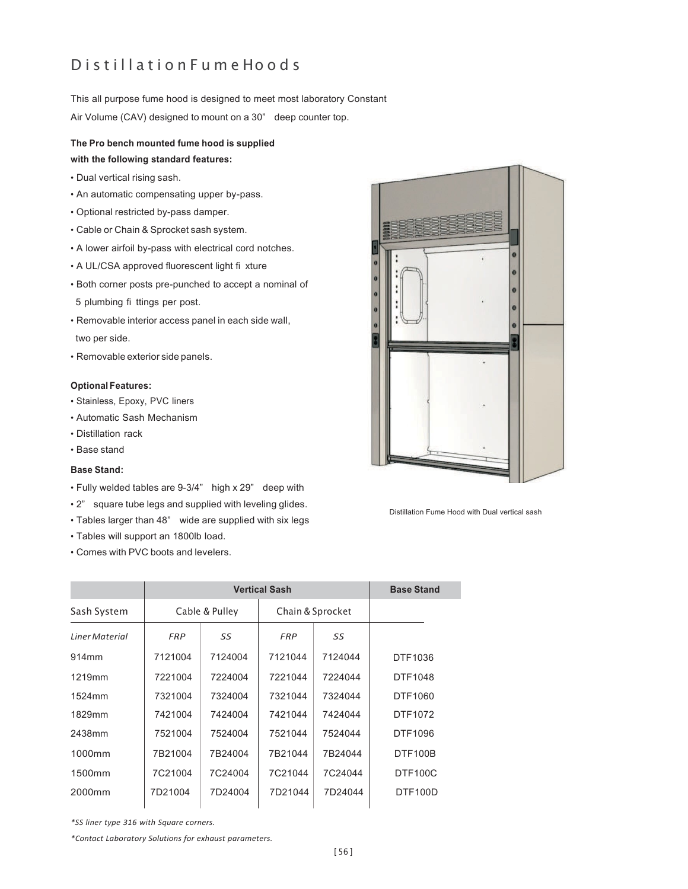# Distillation Fume Hoods

This all purpose fume hood is designed to meet most laboratory Constant Air Volume (CAV) designed to mount on a 30" deep counter top.

**The Pro bench mounted fume hood is supplied with the following standard features:**

- Dual vertical rising sash.
- An automatic compensating upper by-pass.
- Optional restricted by-pass damper.
- Cable or Chain & Sprocket sash system.
- A lower airfoil by-pass with electrical cord notches.
- A UL/CSA approved fluorescent light fixture
- Both corner posts pre-punched to accept a nominal of 5 plumbing fittings per post.
- Removable interior access panel in each side wall, two per side.
- Removable exterior side panels.

**Optional Features:**

- Stainless, Epoxy, PVC liners
- Automatic Sash Mechanism
- Distillation rack
- Base stand

**Base Stand:**

- Fully welded tables are 9-3/4" high x 29" deep with
- 2" square tube legs and supplied with leveling glides.
- Tables larger than 48" wide are supplied with six legs
- Tables will support an 1800lb load.
- Comes with PVC boots and levelers.

Distillation Fume Hood with Dual vertical sash

| | Vertical Sash | | | | Base Stand |
|---|---|---|---|---|---|
| Sash System | Cable & Pulley | | Chain & Sprocket | | |
| *Liner Material* | *FRP* | *SS* | *FRP* | *SS* | |
| 914mm | 7121004 | 7124004 | 7121044 | 7124044 | DTF1036 |
| 1219mm | 7221004 | 7224004 | 7221044 | 7224044 | DTF1048 |
| 1524mm | 7321004 | 7324004 | 7321044 | 7324044 | DTF1060 |
| 1829mm | 7421004 | 7424004 | 7421044 | 7424044 | DTF1072 |
| 2438mm | 7521004 | 7524004 | 7521044 | 7524044 | DTF1096 |
| 1000mm | 7B21004 | 7B24004 | 7B21044 | 7B24044 | DTF100B |
| 1500mm | 7C21004 | 7C24004 | 7C21044 | 7C24044 | DTF100C |
| 2000mm | 7D21004 | 7D24004 | 7D21044 | 7D24044 | DTF100D |

*\*SS liner type 316 with Square corners.*

*\*Contact Laboratory Solutions for exhaust parameters.*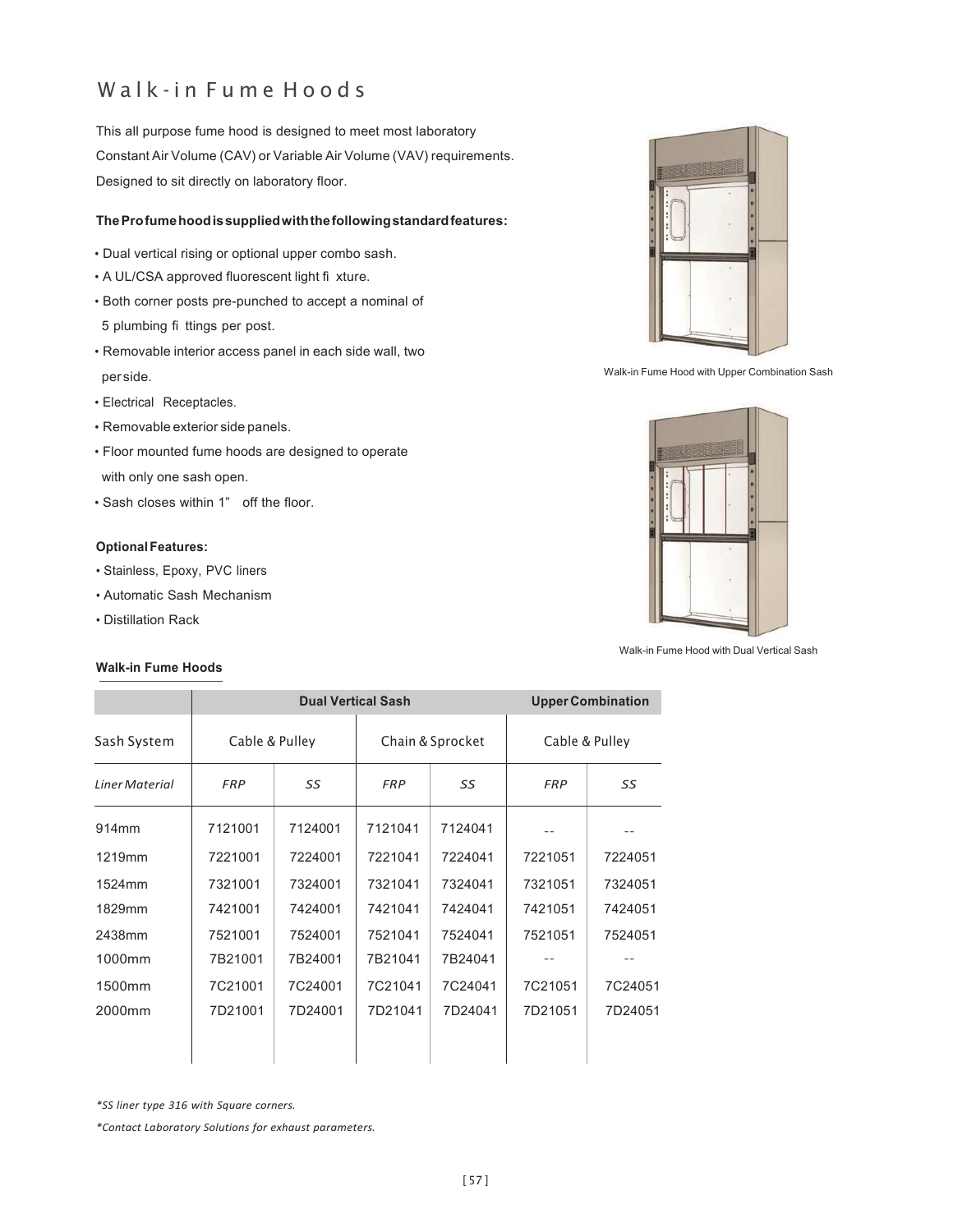# Walk-in Fume Hoods

This all purpose fume hood is designed to meet most laboratory Constant Air Volume (CAV) or Variable Air Volume (VAV) requirements. Designed to sit directly on laboratory floor.

**The Profume hood is supplied with the following standard features:**

- Dual vertical rising or optional upper combo sash.
- A UL/CSA approved fluorescent light fixture.
- Both corner posts pre-punched to accept a nominal of 5 plumbing fittings per post.
- Removable interior access panel in each side wall, two per side.
- Electrical Receptacles.
- Removable exterior side panels.
- Floor mounted fume hoods are designed to operate with only one sash open.
- Sash closes within 1" off the floor.

**Optional Features:**

- Stainless, Epoxy, PVC liners
- Automatic Sash Mechanism
- Distillation Rack

Walk-in Fume Hood with Upper Combination Sash

Walk-in Fume Hood with Dual Vertical Sash

**Walk-in Fume Hoods**

| | Dual Vertical Sash | | | | Upper Combination | |
|---|---|---|---|---|---|---|
| Sash System | Cable & Pulley | | Chain & Sprocket | | Cable & Pulley | |
| *Liner Material* | *FRP* | *SS* | *FRP* | *SS* | *FRP* | *SS* |
| 914mm | 7121001 | 7124001 | 7121041 | 7124041 | -- | -- |
| 1219mm | 7221001 | 7224001 | 7221041 | 7224041 | 7221051 | 7224051 |
| 1524mm | 7321001 | 7324001 | 7321041 | 7324041 | 7321051 | 7324051 |
| 1829mm | 7421001 | 7424001 | 7421041 | 7424041 | 7421051 | 7424051 |
| 2438mm | 7521001 | 7524001 | 7521041 | 7524041 | 7521051 | 7524051 |
| 1000mm | 7B21001 | 7B24001 | 7B21041 | 7B24041 | -- | -- |
| 1500mm | 7C21001 | 7C24001 | 7C21041 | 7C24041 | 7C21051 | 7C24051 |
| 2000mm | 7D21001 | 7D24001 | 7D21041 | 7D24041 | 7D21051 | 7D24051 |

*\*SS liner type 316 with Square corners.*

*\*Contact Laboratory Solutions for exhaust parameters.*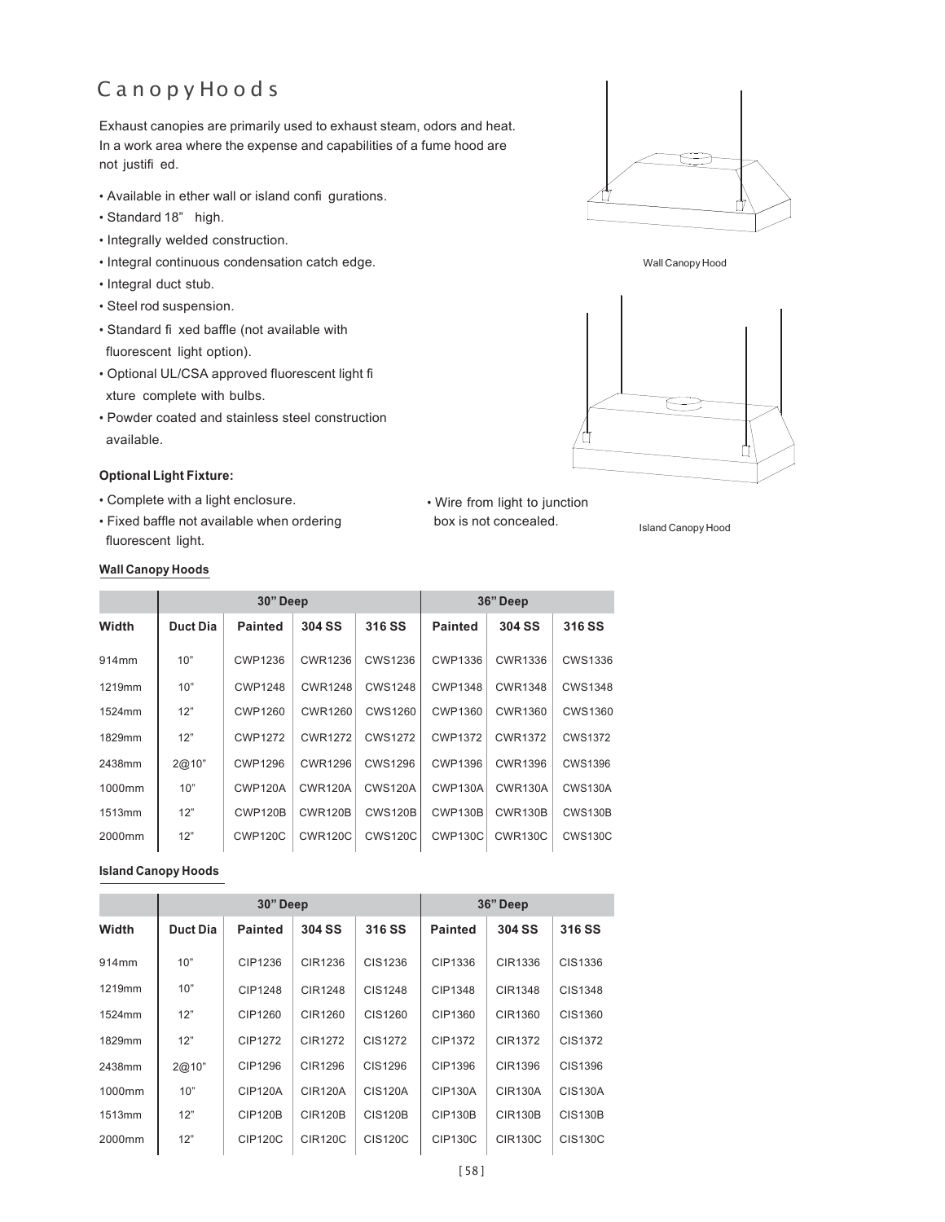# Canopy Hoods

Exhaust canopies are primarily used to exhaust steam, odors and heat. In a work area where the expense and capabilities of a fume hood are not justifi ed.

- Available in ether wall or island confi gurations.
- Standard 18" high.
- Integrally welded construction.
- Integral continuous condensation catch edge.
- Integral duct stub.
- Steel rod suspension.
- Standard fi xed baffle (not available with fluorescent light option).
- Optional UL/CSA approved fluorescent light fi xture complete with bulbs.
- Powder coated and stainless steel construction available.

Wall Canopy Hood

Island Canopy Hood

**Optional Light Fixture:**

- Complete with a light enclosure.
- Fixed baffle not available when ordering fluorescent light.
- Wire from light to junction box is not concealed.

**Wall Canopy Hoods**

| | | 30" Deep | | | 36" Deep | | |
|---|---|---|---|---|---|---|---|
| **Width** | **Duct Dia** | **Painted** | **304 SS** | **316 SS** | **Painted** | **304 SS** | **316 SS** |
| 914mm | 10" | CWP1236 | CWR1236 | CWS1236 | CWP1336 | CWR1336 | CWS1336 |
| 1219mm | 10" | CWP1248 | CWR1248 | CWS1248 | CWP1348 | CWR1348 | CWS1348 |
| 1524mm | 12" | CWP1260 | CWR1260 | CWS1260 | CWP1360 | CWR1360 | CWS1360 |
| 1829mm | 12" | CWP1272 | CWR1272 | CWS1272 | CWP1372 | CWR1372 | CWS1372 |
| 2438mm | 2@10" | CWP1296 | CWR1296 | CWS1296 | CWP1396 | CWR1396 | CWS1396 |
| 1000mm | 10" | CWP120A | CWR120A | CWS120A | CWP130A | CWR130A | CWS130A |
| 1513mm | 12" | CWP120B | CWR120B | CWS120B | CWP130B | CWR130B | CWS130B |
| 2000mm | 12" | CWP120C | CWR120C | CWS120C | CWP130C | CWR130C | CWS130C |

**Island Canopy Hoods**

| | | 30" Deep | | | 36" Deep | | |
|---|---|---|---|---|---|---|---|
| **Width** | **Duct Dia** | **Painted** | **304 SS** | **316 SS** | **Painted** | **304 SS** | **316 SS** |
| 914mm | 10" | CIP1236 | CIR1236 | CIS1236 | CIP1336 | CIR1336 | CIS1336 |
| 1219mm | 10" | CIP1248 | CIR1248 | CIS1248 | CIP1348 | CIR1348 | CIS1348 |
| 1524mm | 12" | CIP1260 | CIR1260 | CIS1260 | CIP1360 | CIR1360 | CIS1360 |
| 1829mm | 12" | CIP1272 | CIR1272 | CIS1272 | CIP1372 | CIR1372 | CIS1372 |
| 2438mm | 2@10" | CIP1296 | CIR1296 | CIS1296 | CIP1396 | CIR1396 | CIS1396 |
| 1000mm | 10" | CIP120A | CIR120A | CIS120A | CIP130A | CIR130A | CIS130A |
| 1513mm | 12" | CIP120B | CIR120B | CIS120B | CIP130B | CIR130B | CIS130B |
| 2000mm | 12" | CIP120C | CIR120C | CIS120C | CIP130C | CIR130C | CIS130C |